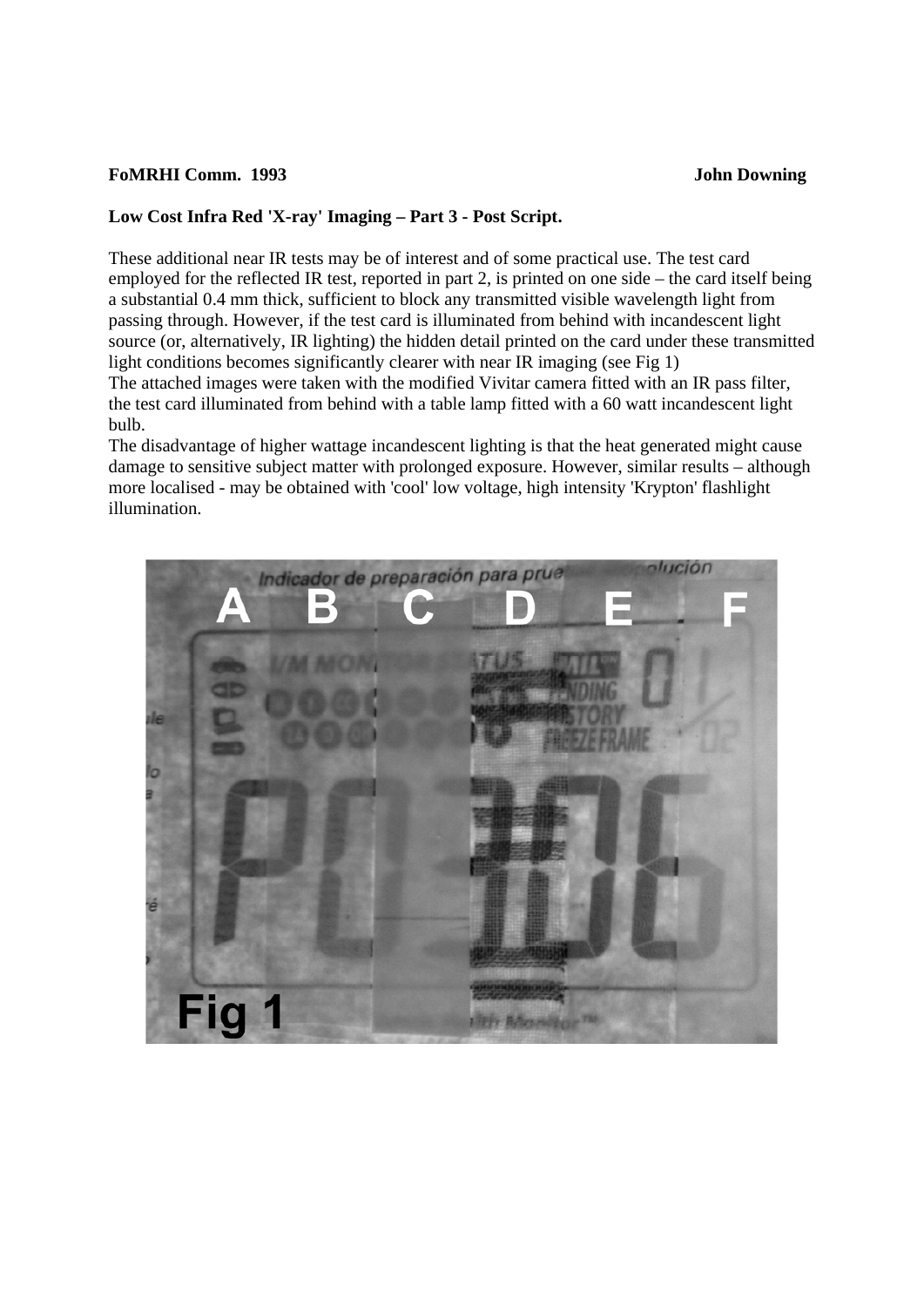**FoMRHI Comm. 1993** **John Downing**

**Low Cost Infra Red 'X-ray' Imaging – Part 3 - Post Script.**

These additional near IR tests may be of interest and of some practical use. The test card employed for the reflected IR test, reported in part 2, is printed on one side – the card itself being a substantial 0.4 mm thick, sufficient to block any transmitted visible wavelength light from passing through. However, if the test card is illuminated from behind with incandescent light source (or, alternatively, IR lighting) the hidden detail printed on the card under these transmitted light conditions becomes significantly clearer with near IR imaging (see Fig 1)
The attached images were taken with the modified Vivitar camera fitted with an IR pass filter, the test card illuminated from behind with a table lamp fitted with a 60 watt incandescent light bulb.
The disadvantage of higher wattage incandescent lighting is that the heat generated might cause damage to sensitive subject matter with prolonged exposure. However, similar results – although more localised - may be obtained with 'cool' low voltage, high intensity 'Krypton' flashlight illumination.

Fig 1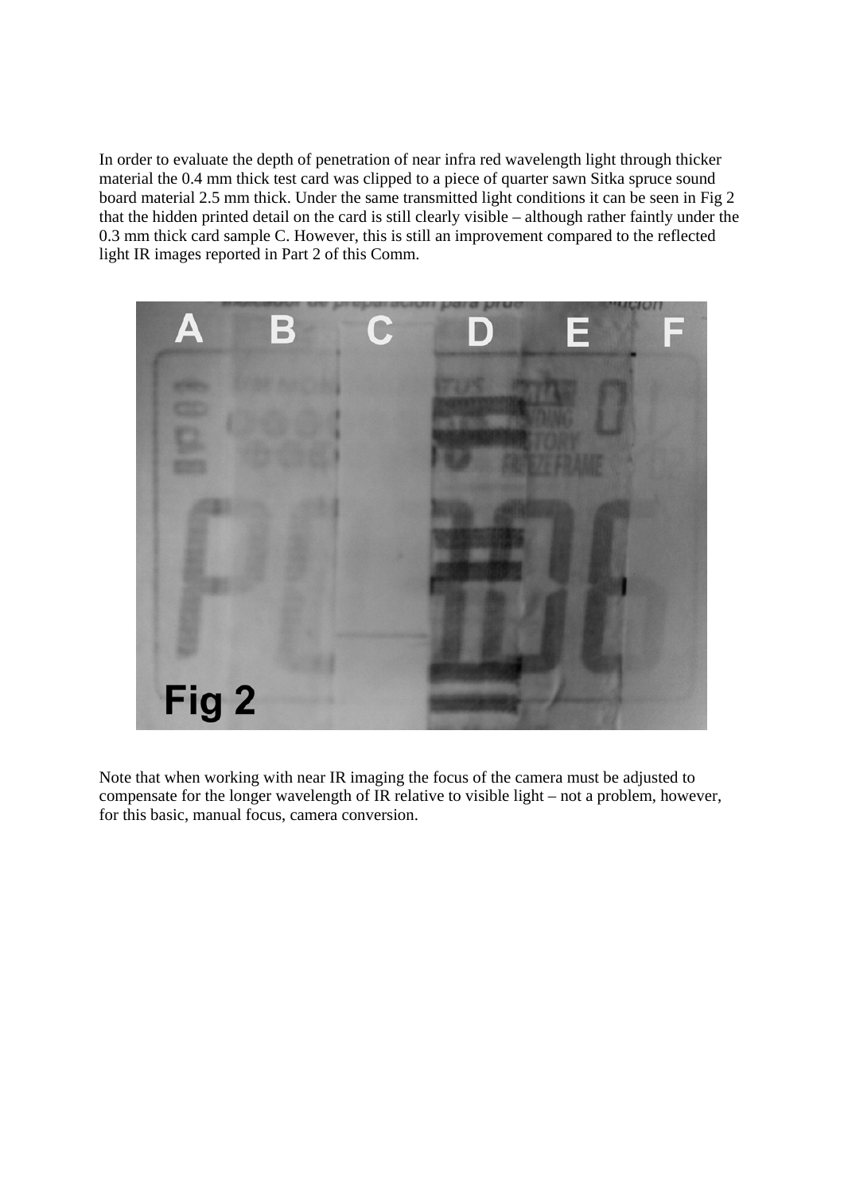In order to evaluate the depth of penetration of near infra red wavelength light through thicker material the 0.4 mm thick test card was clipped to a piece of quarter sawn Sitka spruce sound board material 2.5 mm thick. Under the same transmitted light conditions it can be seen in Fig 2 that the hidden printed detail on the card is still clearly visible – although rather faintly under the 0.3 mm thick card sample C. However, this is still an improvement compared to the reflected light IR images reported in Part 2 of this Comm.

A B C D E F

Fig 2

Note that when working with near IR imaging the focus of the camera must be adjusted to compensate for the longer wavelength of IR relative to visible light – not a problem, however, for this basic, manual focus, camera conversion.